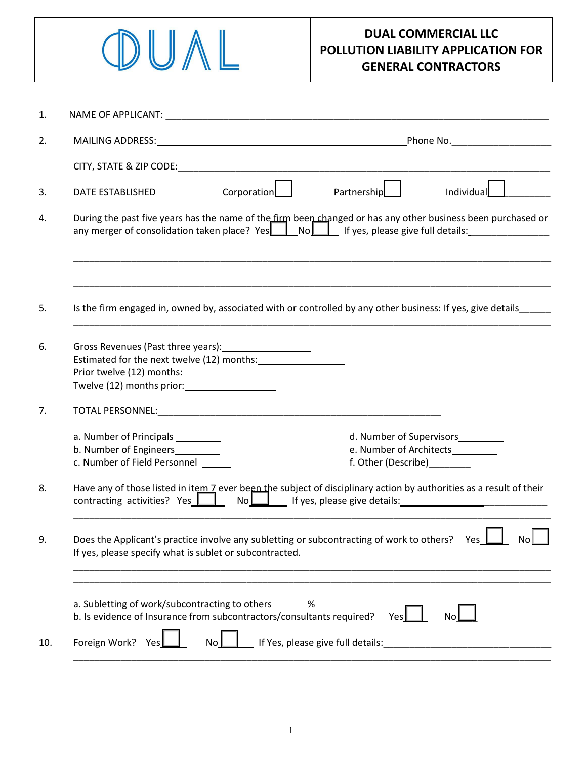DUAL

# DUAL COMMERCIAL LLC POLLUTION LIABILITY APPLICATION FOR GENERAL CONTRACTORS

1. NAME OF APPLICANT: ___________________________________________________________________________

2. MAILING ADDRESS: ________________________________________________ Phone No. __________________

   CITY, STATE & ZIP CODE: ___________________________________________________________________________

3. DATE ESTABLISHED_____________ Corporation ☐ Partnership ☐ Individual ☐

4. During the past five years has the name of the firm been changed or has any other business been purchased or any merger of consolidation taken place? Yes ☐ No ☐ If yes, please give full details: _______________

   ___________________________________________________________________________________________

   ___________________________________________________________________________________________

5. Is the firm engaged in, owned by, associated with or controlled by any other business: If yes, give details_____

   ___________________________________________________________________________________________

6. Gross Revenues (Past three years): ________________
   Estimated for the next twelve (12) months: ________________
   Prior twelve (12) months: ________________
   Twelve (12) months prior: ________________

7. TOTAL PERSONNEL: ______________________________________________________

   a. Number of Principals ________
   b. Number of Engineers ________
   c. Number of Field Personnel ________
   d. Number of Supervisors ________
   e. Number of Architects ________
   f. Other (Describe) ________

8. Have any of those listed in item 7 ever been the subject of disciplinary action by authorities as a result of their contracting activities? Yes ☐ No ☐ If yes, please give details: _____________________________

   ___________________________________________________________________________________________

9. Does the Applicant's practice involve any subletting or subcontracting of work to others? Yes ☐ No ☐
   If yes, please specify what is sublet or subcontracted.

   ___________________________________________________________________________________________

   ___________________________________________________________________________________________

   a. Subletting of work/subcontracting to others_______%
   b. Is evidence of Insurance from subcontractors/consultants required? Yes ☐ No ☐

10. Foreign Work? Yes ☐ No ☐ If Yes, please give full details: _______________________________

    ___________________________________________________________________________________________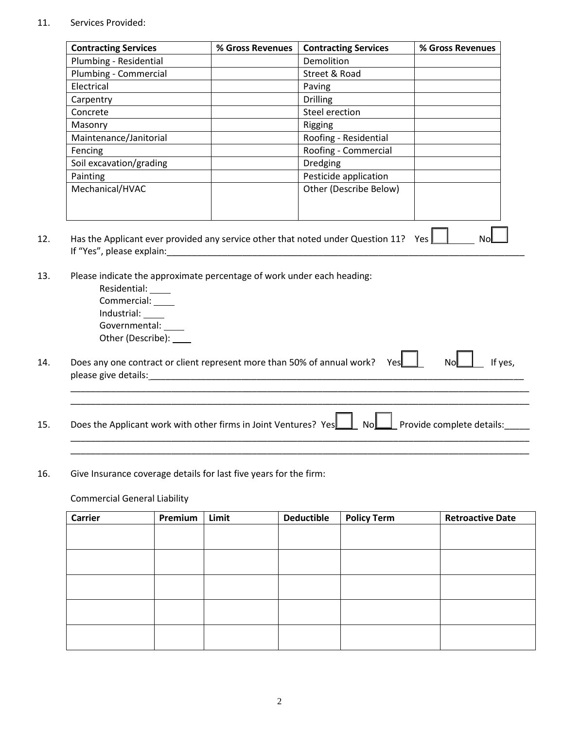11. Services Provided:

| Contracting Services | % Gross Revenues | Contracting Services | % Gross Revenues |
|---|---|---|---|
| Plumbing - Residential | | Demolition | |
| Plumbing - Commercial | | Street & Road | |
| Electrical | | Paving | |
| Carpentry | | Drilling | |
| Concrete | | Steel erection | |
| Masonry | | Rigging | |
| Maintenance/Janitorial | | Roofing - Residential | |
| Fencing | | Roofing - Commercial | |
| Soil excavation/grading | | Dredging | |
| Painting | | Pesticide application | |
| Mechanical/HVAC | | Other (Describe Below) | |

12. Has the Applicant ever provided any service other that noted under Question 11? Yes ☐ No ☐
If "Yes", please explain:___________________________________________________________________________

13. Please indicate the approximate percentage of work under each heading:
    - Residential: ____
    - Commercial: ____
    - Industrial: ____
    - Governmental: ____
    - Other (Describe): ____

14. Does any one contract or client represent more than 50% of annual work? Yes ☐ No ☐ If yes, please give details:___________________________________________________________________________
_____________________________________________________________________________________________
_____________________________________________________________________________________________

15. Does the Applicant work with other firms in Joint Ventures? Yes ☐ No ☐ Provide complete details:_____
_____________________________________________________________________________________________
_____________________________________________________________________________________________

16. Give Insurance coverage details for last five years for the firm:

Commercial General Liability

| Carrier | Premium | Limit | Deductible | Policy Term | Retroactive Date |
|---|---|---|---|---|---|
| | | | | | |
| | | | | | |
| | | | | | |
| | | | | | |
| | | | | | |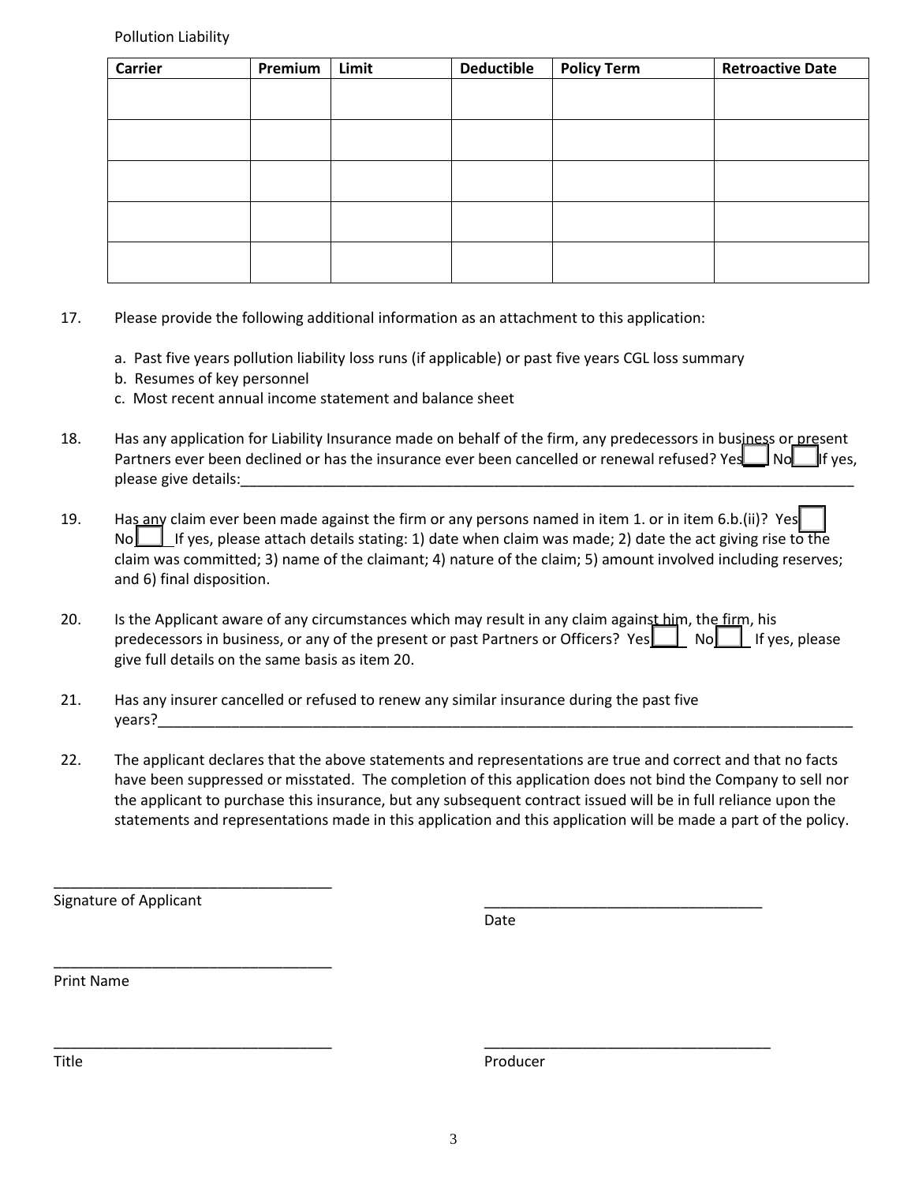Pollution Liability

| Carrier | Premium | Limit | Deductible | Policy Term | Retroactive Date |
|---|---|---|---|---|---|
| | | | | | |
| | | | | | |
| | | | | | |
| | | | | | |
| | | | | | |

17. Please provide the following additional information as an attachment to this application:

    a. Past five years pollution liability loss runs (if applicable) or past five years CGL loss summary
    b. Resumes of key personnel
    c. Most recent annual income statement and balance sheet

18. Has any application for Liability Insurance made on behalf of the firm, any predecessors in business or present Partners ever been declined or has the insurance ever been cancelled or renewal refused? Yes ☐ No ☐ If yes, please give details:\_\_\_\_\_\_\_\_\_\_\_\_\_\_\_\_\_\_\_\_\_\_\_\_\_\_\_\_\_\_\_\_\_\_\_\_\_\_\_\_\_\_\_\_\_\_\_\_\_\_\_\_\_\_\_\_\_\_\_\_\_\_\_\_\_\_\_\_\_\_

19. Has any claim ever been made against the firm or any persons named in item 1. or in item 6.b.(ii)? Yes ☐ No ☐ If yes, please attach details stating: 1) date when claim was made; 2) date the act giving rise to the claim was committed; 3) name of the claimant; 4) nature of the claim; 5) amount involved including reserves; and 6) final disposition.

20. Is the Applicant aware of any circumstances which may result in any claim against him, the firm, his predecessors in business, or any of the present or past Partners or Officers? Yes ☐ No ☐ If yes, please give full details on the same basis as item 20.

21. Has any insurer cancelled or refused to renew any similar insurance during the past five years?\_\_\_\_\_\_\_\_\_\_\_\_\_\_\_\_\_\_\_\_\_\_\_\_\_\_\_\_\_\_\_\_\_\_\_\_\_\_\_\_\_\_\_\_\_\_\_\_\_\_\_\_\_\_\_\_\_\_\_\_\_\_\_\_\_\_\_\_\_\_\_\_\_\_\_\_\_\_

22. The applicant declares that the above statements and representations are true and correct and that no facts have been suppressed or misstated. The completion of this application does not bind the Company to sell nor the applicant to purchase this insurance, but any subsequent contract issued will be in full reliance upon the statements and representations made in this application and this application will be made a part of the policy.

\_\_\_\_\_\_\_\_\_\_\_\_\_\_\_\_\_\_\_\_\_\_\_\_\_\_\_\_\_\_\_\_\_\_\_\_
Signature of Applicant

\_\_\_\_\_\_\_\_\_\_\_\_\_\_\_\_\_\_\_\_\_\_\_\_\_\_\_\_\_\_\_\_\_\_\_\_
Date

\_\_\_\_\_\_\_\_\_\_\_\_\_\_\_\_\_\_\_\_\_\_\_\_\_\_\_\_\_\_\_\_\_\_\_\_
Print Name

\_\_\_\_\_\_\_\_\_\_\_\_\_\_\_\_\_\_\_\_\_\_\_\_\_\_\_\_\_\_\_\_\_\_\_\_
Title

\_\_\_\_\_\_\_\_\_\_\_\_\_\_\_\_\_\_\_\_\_\_\_\_\_\_\_\_\_\_\_\_\_\_\_\_
Producer